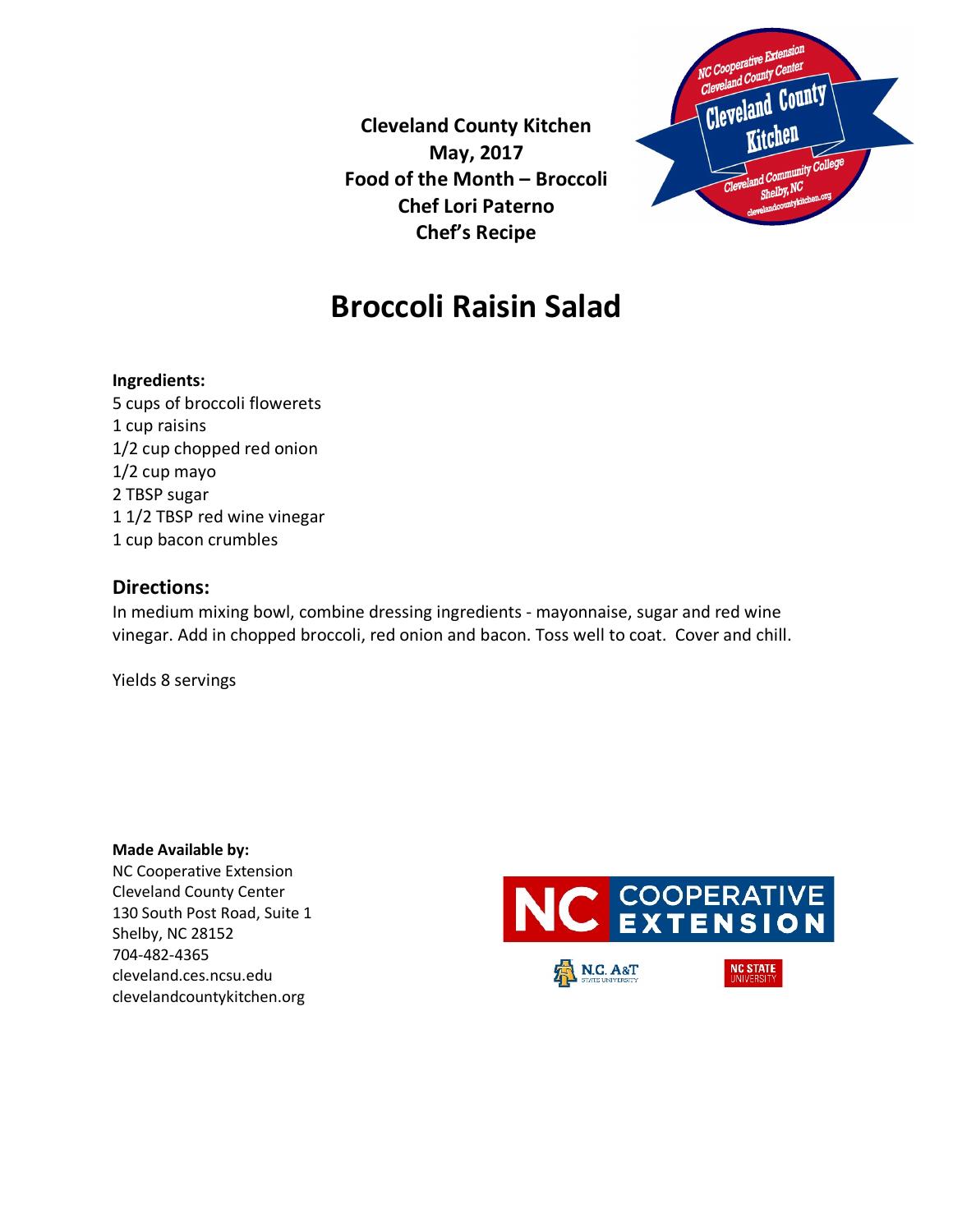**Cleveland County Kitchen**
**May, 2017**
**Food of the Month – Broccoli**
**Chef Lori Paterno**
**Chef's Recipe**

# Broccoli Raisin Salad

**Ingredients:**

5 cups of broccoli flowerets
1 cup raisins
1/2 cup chopped red onion
1/2 cup mayo
2 TBSP sugar
1 1/2 TBSP red wine vinegar
1 cup bacon crumbles

## Directions:

In medium mixing bowl, combine dressing ingredients - mayonnaise, sugar and red wine vinegar. Add in chopped broccoli, red onion and bacon. Toss well to coat. Cover and chill.

Yields 8 servings

**Made Available by:**
NC Cooperative Extension
Cleveland County Center
130 South Post Road, Suite 1
Shelby, NC 28152
704-482-4365
cleveland.ces.ncsu.edu
clevelandcountykitchen.org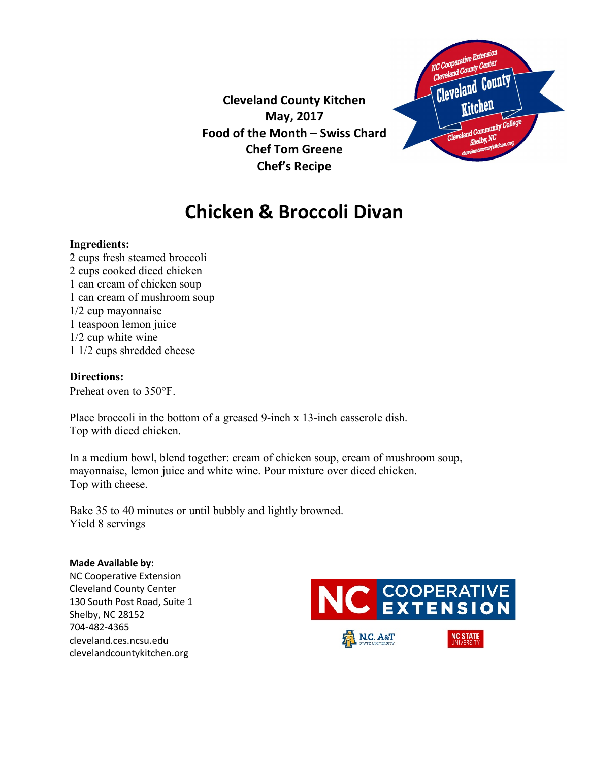**Cleveland County Kitchen**
**May, 2017**
**Food of the Month – Swiss Chard**
**Chef Tom Greene**
**Chef's Recipe**

# Chicken & Broccoli Divan

**Ingredients:**

2 cups fresh steamed broccoli
2 cups cooked diced chicken
1 can cream of chicken soup
1 can cream of mushroom soup
1/2 cup mayonnaise
1 teaspoon lemon juice
1/2 cup white wine
1 1/2 cups shredded cheese

**Directions:**

Preheat oven to 350°F.

Place broccoli in the bottom of a greased 9-inch x 13-inch casserole dish.
Top with diced chicken.

In a medium bowl, blend together: cream of chicken soup, cream of mushroom soup, mayonnaise, lemon juice and white wine. Pour mixture over diced chicken.
Top with cheese.

Bake 35 to 40 minutes or until bubbly and lightly browned.
Yield 8 servings

**Made Available by:**
NC Cooperative Extension
Cleveland County Center
130 South Post Road, Suite 1
Shelby, NC 28152
704-482-4365
cleveland.ces.ncsu.edu
clevelandcountykitchen.org